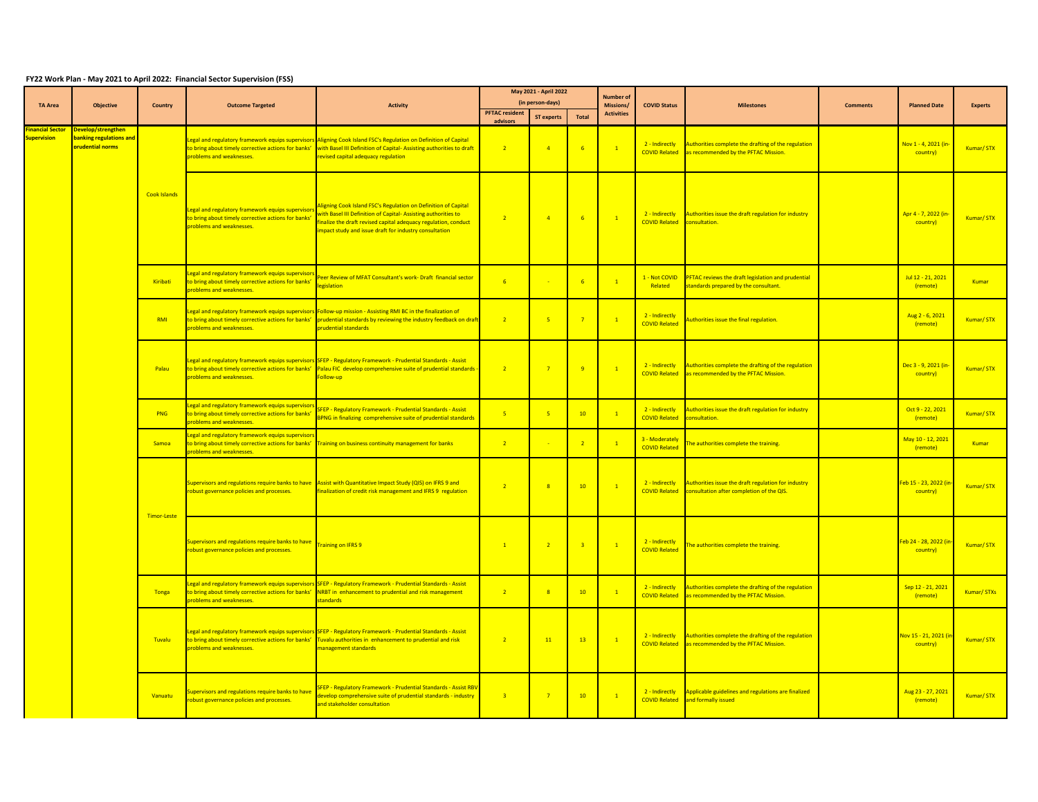**FY22 Work Plan - May 2021 to April 2022: Financial Sector Supervision (FSS)**

| TA Area | Objective | Country | Outcome Targeted | Activity | May 2021 - April 2022 (in person-days) | | | Number of Missions/ Activities | COVID Status | Milestones | Comments | Planned Date | Experts |
|---|---|---|---|---|---|---|---|---|---|---|---|---|---|
| | | | | | PFTAC resident advisors | ST experts | Total | | | | | | |
| Financial Sector Supervision | Develop/strengthen banking regulations and prudential norms | Cook Islands | Legal and regulatory framework equips supervisors to bring about timely corrective actions for banks' problems and weaknesses. | Aligning Cook Island FSC's Regulation on Definition of Capital with Basel III Definition of Capital- Assisting authorities to draft revised capital adequacy regulation | 2 | 4 | 6 | 1 | 2 - Indirectly COVID Related | Authorities complete the drafting of the regulation as recommended by the PFTAC Mission. | | Nov 1 - 4, 2021 (in-country) | Kumar/ STX |
| | | Cook Islands | Legal and regulatory framework equips supervisors to bring about timely corrective actions for banks' problems and weaknesses. | Aligning Cook Island FSC's Regulation on Definition of Capital with Basel III Definition of Capital- Assisting authorities to finalize the draft revised capital adequacy regulation, conduct impact study and issue draft for industry consultation | 2 | 4 | 6 | 1 | 2 - Indirectly COVID Related | Authorities issue the draft regulation for industry consultation. | | Apr 4 - 7, 2022 (in-country) | Kumar/ STX |
| | | Kiribati | Legal and regulatory framework equips supervisors to bring about timely corrective actions for banks' problems and weaknesses. | Peer Review of MFAT Consultant's work- Draft financial sector legislation | 6 | - | 6 | 1 | 1 - Not COVID Related | PFTAC reviews the draft legislation and prudential standards prepared by the consultant. | | Jul 12 - 21, 2021 (remote) | Kumar |
| | | RMI | Legal and regulatory framework equips supervisors to bring about timely corrective actions for banks' problems and weaknesses. | Follow-up mission - Assisting RMI BC in the finalization of prudential standards by reviewing the industry feedback on draft prudential standards | 2 | 5 | 7 | 1 | 2 - Indirectly COVID Related | Authorities issue the final regulation. | | Aug 2 - 6, 2021 (remote) | Kumar/ STX |
| | | Palau | Legal and regulatory framework equips supervisors to bring about timely corrective actions for banks' problems and weaknesses. | SFEP - Regulatory Framework - Prudential Standards - Assist Palau FIC develop comprehensive suite of prudential standards - Follow-up | 2 | 7 | 9 | 1 | 2 - Indirectly COVID Related | Authorities complete the drafting of the regulation as recommended by the PFTAC Mission. | | Dec 3 - 9, 2021 (in-country) | Kumar/ STX |
| | | PNG | Legal and regulatory framework equips supervisors to bring about timely corrective actions for banks' problems and weaknesses. | SFEP - Regulatory Framework - Prudential Standards - Assist BPNG in finalizing comprehensive suite of prudential standards | 5 | 5 | 10 | 1 | 2 - Indirectly COVID Related | Authorities issue the draft regulation for industry consultation. | | Oct 9 - 22, 2021 (remote) | Kumar/ STX |
| | | Samoa | Legal and regulatory framework equips supervisors to bring about timely corrective actions for banks' problems and weaknesses. | Training on business continuity management for banks | 2 | - | 2 | 1 | 3 - Moderately COVID Related | The authorities complete the training. | | May 10 - 12, 2021 (remote) | Kumar |
| | | Timor-Leste | Supervisors and regulations require banks to have robust governance policies and processes. | Assist with Quantitative Impact Study (QIS) on IFRS 9 and finalization of credit risk management and IFRS 9 regulation | 2 | 8 | 10 | 1 | 2 - Indirectly COVID Related | Authorities issue the draft regulation for industry consultation after completion of the QIS. | | Feb 15 - 23, 2022 (in-country) | Kumar/ STX |
| | | Timor-Leste | Supervisors and regulations require banks to have robust governance policies and processes. | Training on IFRS 9 | 1 | 2 | 3 | 1 | 2 - Indirectly COVID Related | The authorities complete the training. | | Feb 24 - 28, 2022 (in-country) | Kumar/ STX |
| | | Tonga | Legal and regulatory framework equips supervisors to bring about timely corrective actions for banks' problems and weaknesses. | SFEP - Regulatory Framework - Prudential Standards - Assist NRBT in enhancement to prudential and risk management standards | 2 | 8 | 10 | 1 | 2 - Indirectly COVID Related | Authorities complete the drafting of the regulation as recommended by the PFTAC Mission. | | Sep 12 - 21, 2021 (remote) | Kumar/ STXs |
| | | Tuvalu | Legal and regulatory framework equips supervisors to bring about timely corrective actions for banks' problems and weaknesses. | SFEP - Regulatory Framework - Prudential Standards - Assist Tuvalu authorities in enhancement to prudential and risk management standards | 2 | 11 | 13 | 1 | 2 - Indirectly COVID Related | Authorities complete the drafting of the regulation as recommended by the PFTAC Mission. | | Nov 15 - 21, 2021 (in-country) | Kumar/ STX |
| | | Vanuatu | Supervisors and regulations require banks to have robust governance policies and processes. | SFEP - Regulatory Framework - Prudential Standards - Assist RBV develop comprehensive suite of prudential standards - industry and stakeholder consultation | 3 | 7 | 10 | 1 | 2 - Indirectly COVID Related | Applicable guidelines and regulations are finalized and formally issued | | Aug 23 - 27, 2021 (remote) | Kumar/ STX |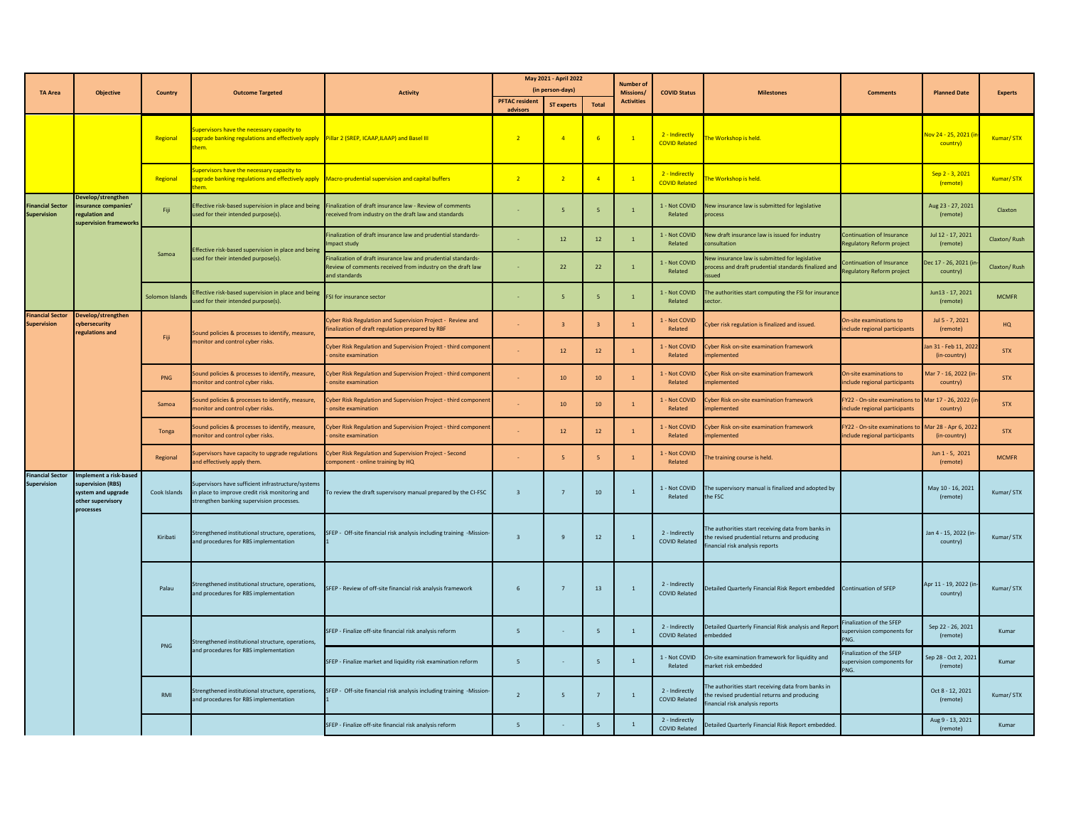| TA Area | Objective | Country | Outcome Targeted | Activity | May 2021 - April 2022 (in person-days) | | | Number of Missions/ Activities | COVID Status | Milestones | Comments | Planned Date | Experts |
|---|---|---|---|---|---|---|---|---|---|---|---|---|---|
| | | | | | PFTAC resident advisors | ST experts | Total | | | | | | |
| | | Regional | Supervisors have the necessary capacity to upgrade banking regulations and effectively apply them. | Pillar 2 (SREP, ICAAP,ILAAP) and Basel III | 2 | 4 | 6 | 1 | 2 - Indirectly COVID Related | The Workshop is held. | | Nov 24 - 25, 2021 (in-country) | Kumar/ STX |
| | | Regional | Supervisors have the necessary capacity to upgrade banking regulations and effectively apply them. | Macro-prudential supervision and capital buffers | 2 | 2 | 4 | 1 | 2 - Indirectly COVID Related | The Workshop is held. | | Sep 2 - 3, 2021 (remote) | Kumar/ STX |
| Financial Sector Supervision | Develop/strengthen insurance companies' regulation and supervision frameworks | Fiji | Effective risk-based supervision in place and being used for their intended purpose(s). | Finalization of draft insurance law - Review of comments received from industry on the draft law and standards | - | 5 | 5 | 1 | 1 - Not COVID Related | New insurance law is submitted for legislative process | | Aug 23 - 27, 2021 (remote) | Claxton |
| | | Samoa | Effective risk-based supervision in place and being used for their intended purpose(s). | Finalization of draft insurance law and prudential standards- Impact study | - | 12 | 12 | 1 | 1 - Not COVID Related | New draft insurance law is issued for industry consultation | Continuation of Insurance Regulatory Reform project | Jul 12 - 17, 2021 (remote) | Claxton/ Rush |
| | | | | Finalization of draft insurance law and prudential standards- Review of comments received from industry on the draft law and standards | - | 22 | 22 | 1 | 1 - Not COVID Related | New insurance law is submitted for legislative process and draft prudential standards finalized and issued | Continuation of Insurance Regulatory Reform project | Dec 17 - 26, 2021 (in-country) | Claxton/ Rush |
| | | Solomon Islands | Effective risk-based supervision in place and being used for their intended purpose(s). | FSI for insurance sector | - | 5 | 5 | 1 | 1 - Not COVID Related | The authorities start computing the FSI for insurance sector. | | Jun13 - 17, 2021 (remote) | MCMFR |
| Financial Sector Supervision | Develop/strengthen cybersecurity regulations and | Fiji | Sound policies & processes to identify, measure, monitor and control cyber risks. | Cyber Risk Regulation and Supervision Project - Review and finalization of draft regulation prepared by RBF | - | 3 | 3 | 1 | 1 - Not COVID Related | Cyber risk regulation is finalized and issued. | On-site examinations to include regional participants | Jul 5 - 7, 2021 (remote) | HQ |
| | | | | Cyber Risk Regulation and Supervision Project - third component - onsite examination | - | 12 | 12 | 1 | 1 - Not COVID Related | Cyber Risk on-site examination framework implemented | | Jan 31 - Feb 11, 2022 (in-country) | STX |
| | | PNG | Sound policies & processes to identify, measure, monitor and control cyber risks. | Cyber Risk Regulation and Supervision Project - third component - onsite examination | - | 10 | 10 | 1 | 1 - Not COVID Related | Cyber Risk on-site examination framework implemented | On-site examinations to include regional participants | Mar 7 - 16, 2022 (in-country) | STX |
| | | Samoa | Sound policies & processes to identify, measure, monitor and control cyber risks. | Cyber Risk Regulation and Supervision Project - third component - onsite examination | - | 10 | 10 | 1 | 1 - Not COVID Related | Cyber Risk on-site examination framework implemented | FY22 - On-site examinations to include regional participants | Mar 17 - 26, 2022 (in-country) | STX |
| | | Tonga | Sound policies & processes to identify, measure, monitor and control cyber risks. | Cyber Risk Regulation and Supervision Project - third component - onsite examination | - | 12 | 12 | 1 | 1 - Not COVID Related | Cyber Risk on-site examination framework implemented | FY22 - On-site examinations to include regional participants | Mar 28 - Apr 6, 2022 (in-country) | STX |
| | | Regional | Supervisors have capacity to upgrade regulations and effectively apply them. | Cyber Risk Regulation and Supervision Project - Second component - online training by HQ | - | 5 | 5 | 1 | 1 - Not COVID Related | The training course is held. | | Jun 1 - 5, 2021 (remote) | MCMFR |
| Financial Sector Supervision | Implement a risk-based supervision (RBS) system and upgrade other supervisory processes | Cook Islands | Supervisors have sufficient infrastructure/systems in place to improve credit risk monitoring and strengthen banking supervision processes. | To review the draft supervisory manual prepared by the CI-FSC | 3 | 7 | 10 | 1 | 1 - Not COVID Related | The supervisory manual is finalized and adopted by the FSC | | May 10 - 16, 2021 (remote) | Kumar/ STX |
| | | Kiribati | Strengthened institutional structure, operations, and procedures for RBS implementation | SFEP - Off-site financial risk analysis including training -Mission-1 | 3 | 9 | 12 | 1 | 2 - Indirectly COVID Related | The authorities start receiving data from banks in the revised prudential returns and producing financial risk analysis reports | | Jan 4 - 15, 2022 (in-country) | Kumar/ STX |
| | | Palau | Strengthened institutional structure, operations, and procedures for RBS implementation | SFEP - Review of off-site financial risk analysis framework | 6 | 7 | 13 | 1 | 2 - Indirectly COVID Related | Detailed Quarterly Financial Risk Report embedded | Continuation of SFEP | Apr 11 - 19, 2022 (in-country) | Kumar/ STX |
| | | PNG | Strengthened institutional structure, operations, and procedures for RBS implementation | SFEP - Finalize off-site financial risk analysis reform | 5 | - | 5 | 1 | 2 - Indirectly COVID Related | Detailed Quarterly Financial Risk analysis and Report embedded | Finalization of the SFEP supervision components for PNG. | Sep 22 - 26, 2021 (remote) | Kumar |
| | | | | SFEP - Finalize market and liquidity risk examination reform | 5 | - | 5 | 1 | 1 - Not COVID Related | On-site examination framework for liquidity and market risk embedded | Finalization of the SFEP supervision components for PNG. | Sep 28 - Oct 2, 2021 (remote) | Kumar |
| | | RMI | Strengthened institutional structure, operations, and procedures for RBS implementation | SFEP - Off-site financial risk analysis including training -Mission-1 | 2 | 5 | 7 | 1 | 2 - Indirectly COVID Related | The authorities start receiving data from banks in the revised prudential returns and producing financial risk analysis reports | | Oct 8 - 12, 2021 (remote) | Kumar/ STX |
| | | | | SFEP - Finalize off-site financial risk analysis reform | 5 | - | 5 | 1 | 2 - Indirectly COVID Related | Detailed Quarterly Financial Risk Report embedded. | | Aug 9 - 13, 2021 (remote) | Kumar |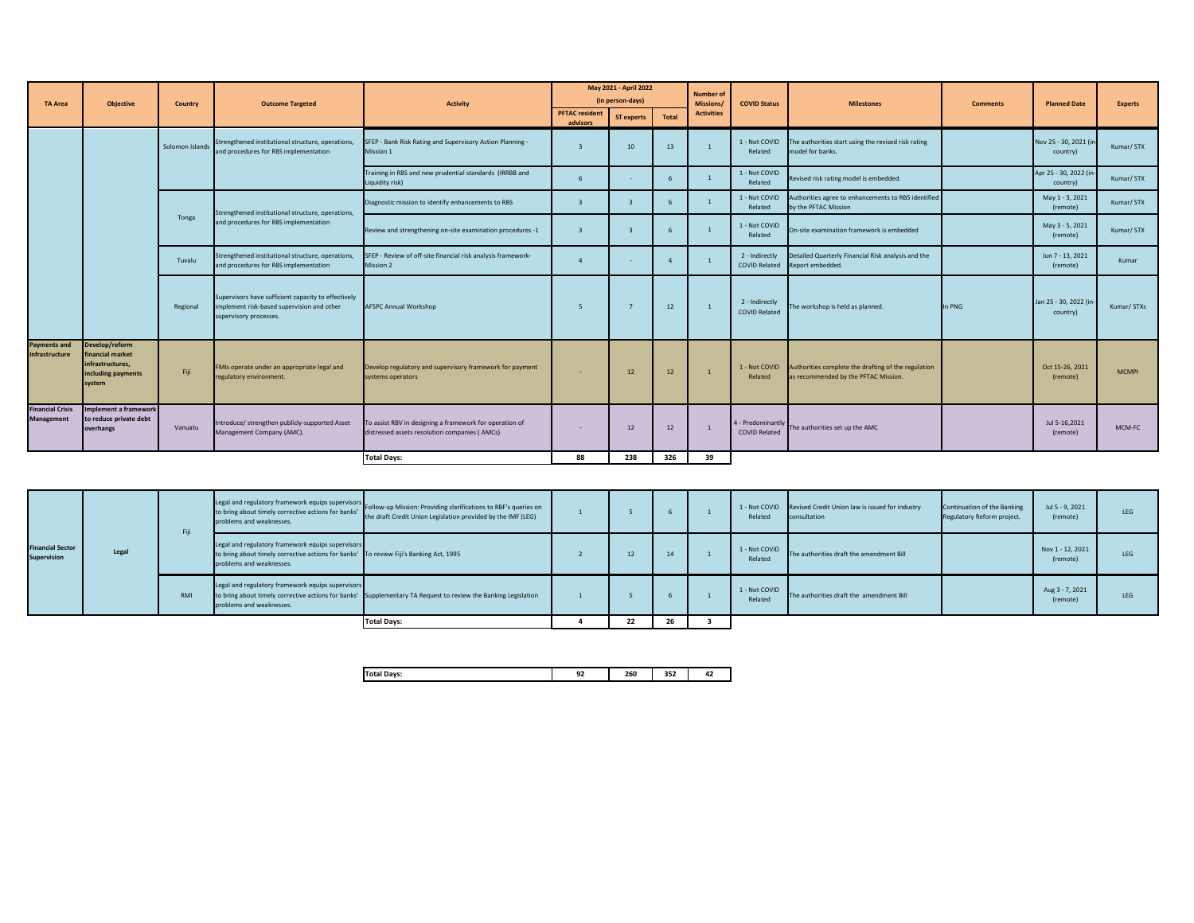| TA Area | Objective | Country | Outcome Targeted | Activity | May 2021 - April 2022 (in person-days) | | | Number of Missions/ Activities | COVID Status | Milestones | Comments | Planned Date | Experts |
|---|---|---|---|---|---|---|---|---|---|---|---|---|---|
| | | | | | PFTAC resident advisors | ST experts | Total | | | | | | |
| | | Solomon Islands | Strengthened institutional structure, operations, and procedures for RBS implementation | SFEP - Bank Risk Rating and Supervisory Action Planning - Mission 1 | 3 | 10 | 13 | 1 | 1 - Not COVID Related | The authorities start using the revised risk rating model for banks. | | Nov 25 - 30, 2021 (in-country) | Kumar/ STX |
| | | | | Training in RBS and new prudential standards (IRRBB and Liquidity risk) | 6 | - | 6 | 1 | 1 - Not COVID Related | Revised risk rating model is embedded. | | Apr 25 - 30, 2022 (in-country) | Kumar/ STX |
| | | Tonga | Strengthened institutional structure, operations, and procedures for RBS implementation | Diagnostic mission to identify enhancements to RBS | 3 | 3 | 6 | 1 | 1 - Not COVID Related | Authorities agree to enhancements to RBS identified by the PFTAC Mission | | May 1 - 3, 2021 (remote) | Kumar/ STX |
| | | | | Review and strengthening on-site examination procedures -1 | 3 | 3 | 6 | 1 | 1 - Not COVID Related | On-site examination framework is embedded | | May 3 - 5, 2021 (remote) | Kumar/ STX |
| | | Tuvalu | Strengthened institutional structure, operations, and procedures for RBS implementation | SFEP - Review of off-site financial risk analysis framework-Mission 2 | 4 | - | 4 | 1 | 2 - Indirectly COVID Related | Detailed Quarterly Financial Risk analysis and the Report embedded. | | Jun 7 - 13, 2021 (remote) | Kumar |
| | | Regional | Supervisors have sufficient capacity to effectively implement risk-based supervision and other supervisory processes. | AFSPC Annual Workshop | 5 | 7 | 12 | 1 | 2 - Indirectly COVID Related | The workshop is held as planned. | In PNG | Jan 25 - 30, 2022 (in-country) | Kumar/ STXs |
| **Payments and Infrastructure** | **Develop/reform financial market infrastructures, including payments system** | Fiji | FMIs operate under an appropriate legal and regulatory environment. | Develop regulatory and supervisory framework for payment systems operators | - | 12 | 12 | 1 | 1 - Not COVID Related | Authorities complete the drafting of the regulation as recommended by the PFTAC Mission. | | Oct 15-26, 2021 (remote) | MCMPI |
| **Financial Crisis Management** | **Implement a framework to reduce private debt overhangs** | Vanuatu | Introduce/ strengthen publicly-supported Asset Management Company (AMC). | To assist RBV in designing a framework for operation of distressed assets resolution companies ( AMCs) | - | 12 | 12 | 1 | 4 - Predominantly COVID Related | The authorities set up the AMC | | Jul 5-16,2021 (remote) | MCM-FC |
| | | | | **Total Days:** | **88** | **238** | **326** | **39** | | | | | |

| TA Area | Objective | Country | Outcome Targeted | Activity | PFTAC resident advisors | ST experts | Total | Number of Missions/ Activities | COVID Status | Milestones | Comments | Planned Date | Experts |
|---|---|---|---|---|---|---|---|---|---|---|---|---|---|
| **Financial Sector Supervision** | **Legal** | Fiji | Legal and regulatory framework equips supervisors to bring about timely corrective actions for banks' problems and weaknesses. | Follow-up Mission: Providing clarifications to RBF's queries on the draft Credit Union Legislation provided by the IMF (LEG) | 1 | 5 | 6 | 1 | 1 - Not COVID Related | Revised Credit Union law is issued for industry consultation | Continuation of the Banking Regulatory Reform project. | Jul 5 - 9, 2021 (remote) | LEG |
| | | | Legal and regulatory framework equips supervisors to bring about timely corrective actions for banks' problems and weaknesses. | To review Fiji's Banking Act, 1995 | 2 | 12 | 14 | 1 | 1 - Not COVID Related | The authorities draft the amendment Bill | | Nov 1 - 12, 2021 (remote) | LEG |
| | | RMI | Legal and regulatory framework equips supervisors to bring about timely corrective actions for banks' problems and weaknesses. | Supplementary TA Request to review the Banking Legislation | 1 | 5 | 6 | 1 | 1 - Not COVID Related | The authorities draft the amendment Bill | | Aug 3 - 7, 2021 (remote) | LEG |
| | | | | **Total Days:** | **4** | **22** | **26** | **3** | | | | | |

| | | | | |
|---|---|---|---|---|
| **Total Days:** | **92** | **260** | **352** | **42** |